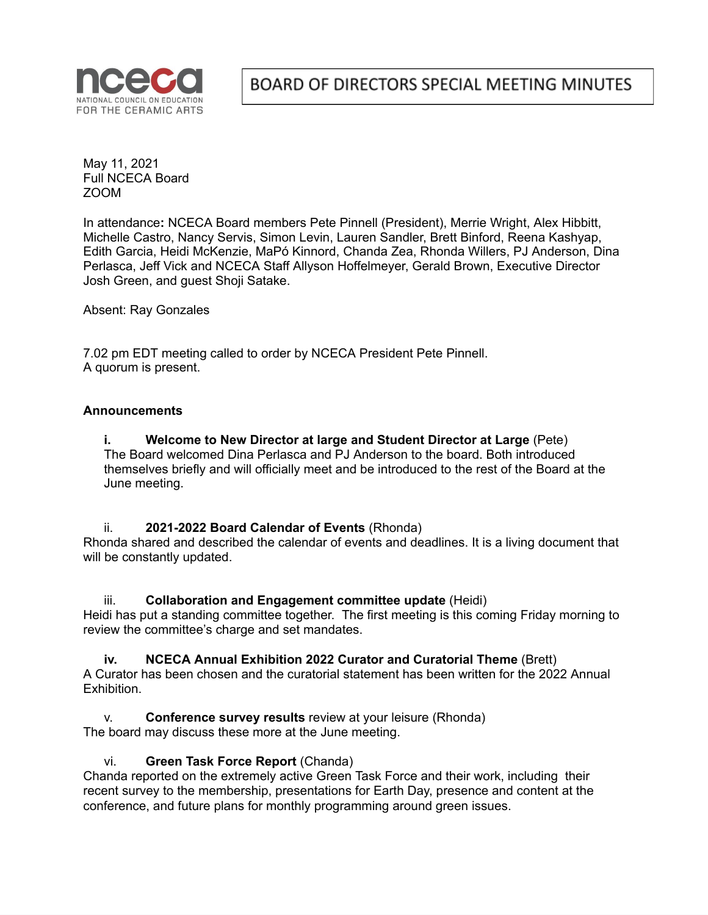nceca
NATIONAL COUNCIL ON EDUCATION
FOR THE CERAMIC ARTS

# BOARD OF DIRECTORS SPECIAL MEETING MINUTES

May 11, 2021
Full NCECA Board
ZOOM

In attendance**:** NCECA Board members Pete Pinnell (President), Merrie Wright, Alex Hibbitt, Michelle Castro, Nancy Servis, Simon Levin, Lauren Sandler, Brett Binford, Reena Kashyap, Edith Garcia, Heidi McKenzie, MaPó Kinnord, Chanda Zea, Rhonda Willers, PJ Anderson, Dina Perlasca, Jeff Vick and NCECA Staff Allyson Hoffelmeyer, Gerald Brown, Executive Director Josh Green, and guest Shoji Satake.

Absent: Ray Gonzales

7.02 pm EDT meeting called to order by NCECA President Pete Pinnell.
A quorum is present.

**Announcements**

**i. Welcome to New Director at large and Student Director at Large** (Pete)
The Board welcomed Dina Perlasca and PJ Anderson to the board. Both introduced themselves briefly and will officially meet and be introduced to the rest of the Board at the June meeting.

ii. **2021-2022 Board Calendar of Events** (Rhonda)
Rhonda shared and described the calendar of events and deadlines. It is a living document that will be constantly updated.

iii. **Collaboration and Engagement committee update** (Heidi)
Heidi has put a standing committee together. The first meeting is this coming Friday morning to review the committee's charge and set mandates.

**iv. NCECA Annual Exhibition 2022 Curator and Curatorial Theme** (Brett)
A Curator has been chosen and the curatorial statement has been written for the 2022 Annual Exhibition.

v. **Conference survey results** review at your leisure (Rhonda)
The board may discuss these more at the June meeting.

vi. **Green Task Force Report** (Chanda)
Chanda reported on the extremely active Green Task Force and their work, including their recent survey to the membership, presentations for Earth Day, presence and content at the conference, and future plans for monthly programming around green issues.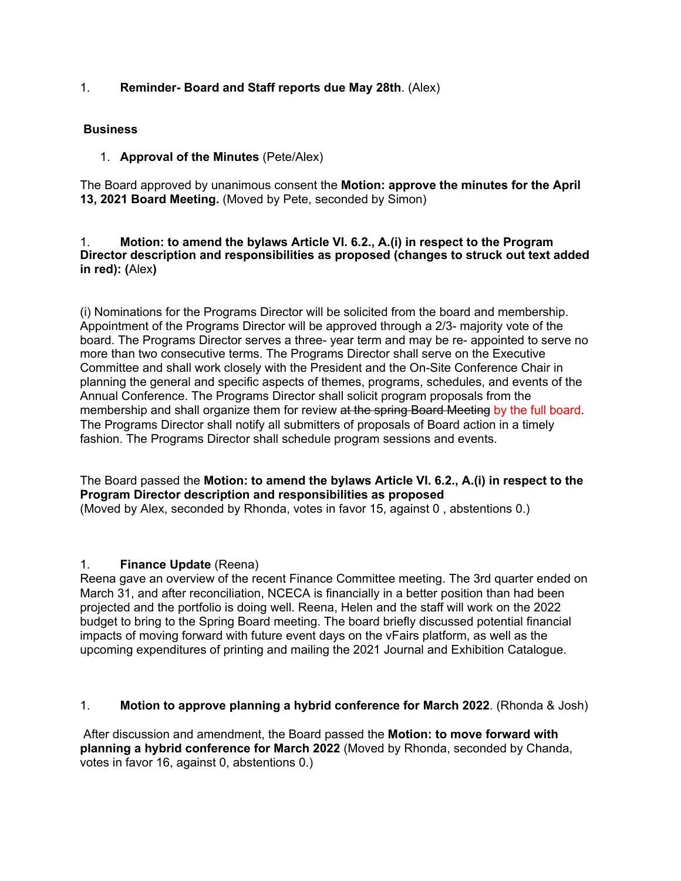1. **Reminder- Board and Staff reports due May 28th**. (Alex)

**Business**

1. **Approval of the Minutes** (Pete/Alex)

The Board approved by unanimous consent the **Motion: approve the minutes for the April 13, 2021 Board Meeting.** (Moved by Pete, seconded by Simon)

1. **Motion: to amend the bylaws Article VI. 6.2., A.(i) in respect to the Program Director description and responsibilities as proposed (changes to struck out text added in red): (**Alex**)**

(i) Nominations for the Programs Director will be solicited from the board and membership. Appointment of the Programs Director will be approved through a 2/3- majority vote of the board. The Programs Director serves a three- year term and may be re- appointed to serve no more than two consecutive terms. The Programs Director shall serve on the Executive Committee and shall work closely with the President and the On-Site Conference Chair in planning the general and specific aspects of themes, programs, schedules, and events of the Annual Conference. The Programs Director shall solicit program proposals from the membership and shall organize them for review ~~at the spring Board Meeting~~ by the full board. The Programs Director shall notify all submitters of proposals of Board action in a timely fashion. The Programs Director shall schedule program sessions and events.

The Board passed the **Motion: to amend the bylaws Article VI. 6.2., A.(i) in respect to the Program Director description and responsibilities as proposed**
(Moved by Alex, seconded by Rhonda, votes in favor 15, against 0 , abstentions 0.)

1. **Finance Update** (Reena)

Reena gave an overview of the recent Finance Committee meeting. The 3rd quarter ended on March 31, and after reconciliation, NCECA is financially in a better position than had been projected and the portfolio is doing well. Reena, Helen and the staff will work on the 2022 budget to bring to the Spring Board meeting. The board briefly discussed potential financial impacts of moving forward with future event days on the vFairs platform, as well as the upcoming expenditures of printing and mailing the 2021 Journal and Exhibition Catalogue.

1. **Motion to approve planning a hybrid conference for March 2022**. (Rhonda & Josh)

After discussion and amendment, the Board passed the **Motion: to move forward with planning a hybrid conference for March 2022** (Moved by Rhonda, seconded by Chanda, votes in favor 16, against 0, abstentions 0.)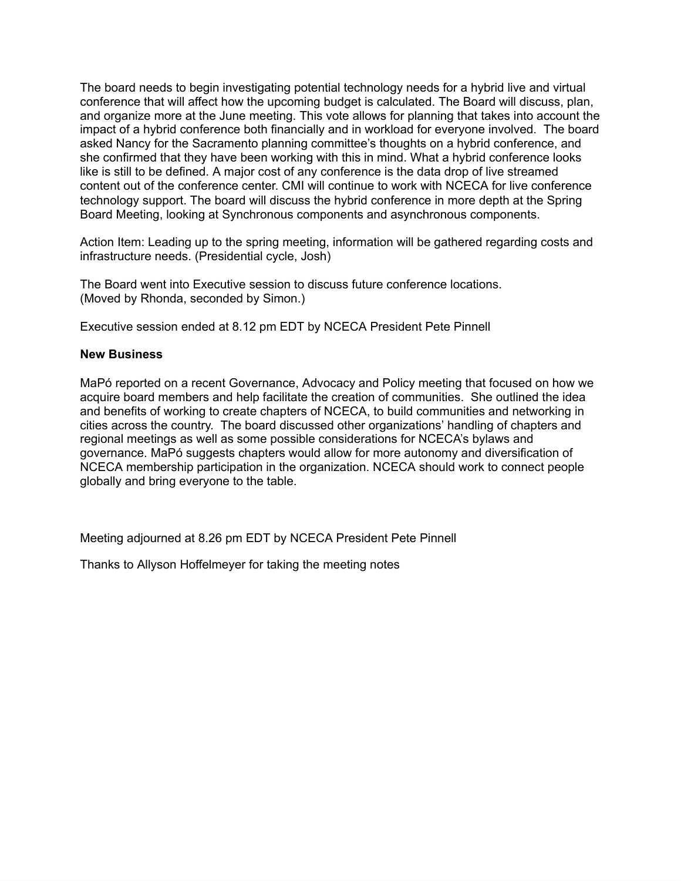The board needs to begin investigating potential technology needs for a hybrid live and virtual conference that will affect how the upcoming budget is calculated. The Board will discuss, plan, and organize more at the June meeting. This vote allows for planning that takes into account the impact of a hybrid conference both financially and in workload for everyone involved.  The board asked Nancy for the Sacramento planning committee's thoughts on a hybrid conference, and she confirmed that they have been working with this in mind. What a hybrid conference looks like is still to be defined. A major cost of any conference is the data drop of live streamed content out of the conference center. CMI will continue to work with NCECA for live conference technology support. The board will discuss the hybrid conference in more depth at the Spring Board Meeting, looking at Synchronous components and asynchronous components.

Action Item: Leading up to the spring meeting, information will be gathered regarding costs and infrastructure needs. (Presidential cycle, Josh)

The Board went into Executive session to discuss future conference locations.
(Moved by Rhonda, seconded by Simon.)

Executive session ended at 8.12 pm EDT by NCECA President Pete Pinnell

**New Business**

MaPó reported on a recent Governance, Advocacy and Policy meeting that focused on how we acquire board members and help facilitate the creation of communities.  She outlined the idea and benefits of working to create chapters of NCECA, to build communities and networking in cities across the country.  The board discussed other organizations' handling of chapters and regional meetings as well as some possible considerations for NCECA's bylaws and governance. MaPó suggests chapters would allow for more autonomy and diversification of NCECA membership participation in the organization. NCECA should work to connect people globally and bring everyone to the table.

Meeting adjourned at 8.26 pm EDT by NCECA President Pete Pinnell

Thanks to Allyson Hoffelmeyer for taking the meeting notes